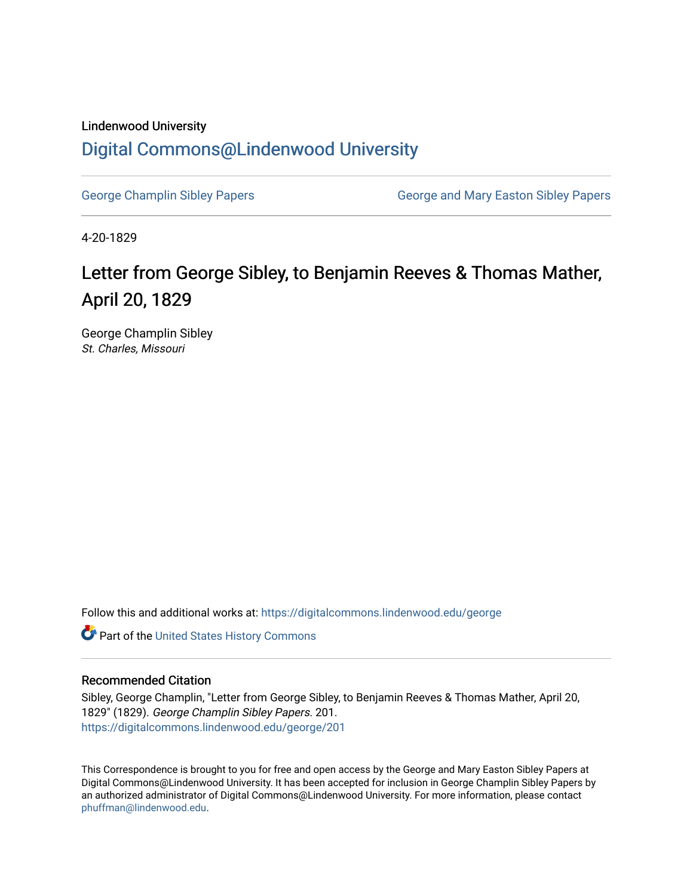Lindenwood University

# Digital Commons@Lindenwood University

George Champlin Sibley Papers | George and Mary Easton Sibley Papers

4-20-1829

## Letter from George Sibley, to Benjamin Reeves & Thomas Mather, April 20, 1829

George Champlin Sibley
*St. Charles, Missouri*

Follow this and additional works at: https://digitalcommons.lindenwood.edu/george

Part of the United States History Commons

### Recommended Citation

Sibley, George Champlin, "Letter from George Sibley, to Benjamin Reeves & Thomas Mather, April 20, 1829" (1829). *George Champlin Sibley Papers*. 201.
https://digitalcommons.lindenwood.edu/george/201

This Correspondence is brought to you for free and open access by the George and Mary Easton Sibley Papers at Digital Commons@Lindenwood University. It has been accepted for inclusion in George Champlin Sibley Papers by an authorized administrator of Digital Commons@Lindenwood University. For more information, please contact phuffman@lindenwood.edu.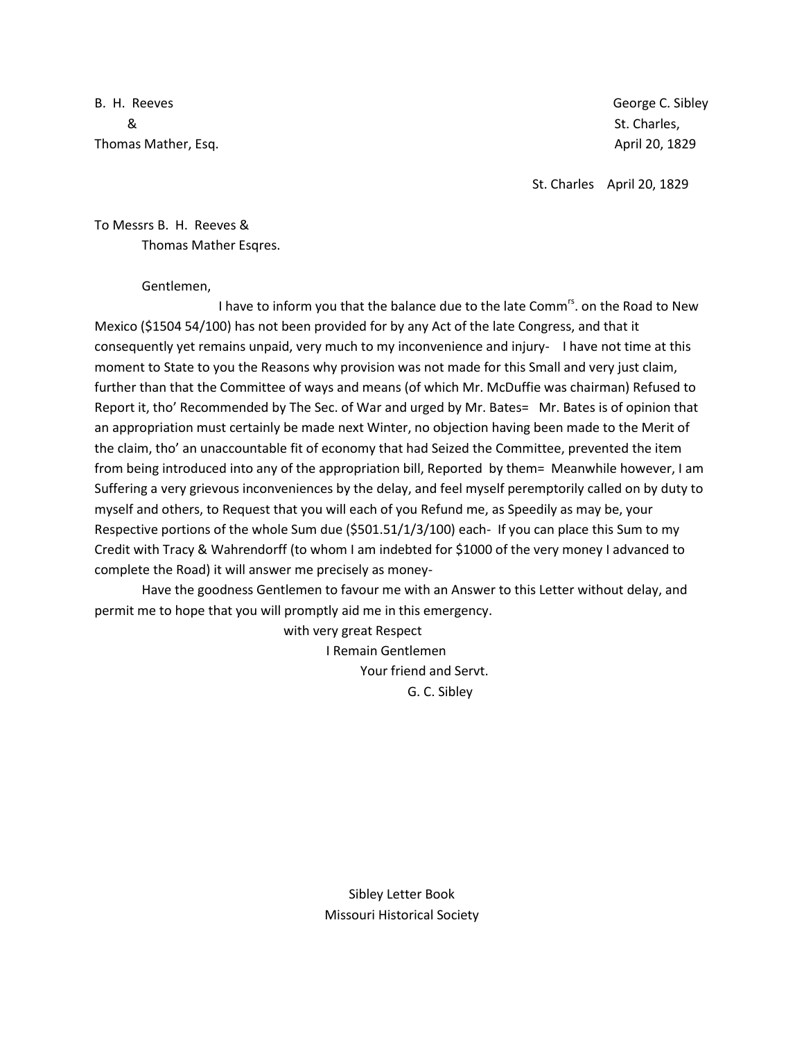B. H. Reeves
&
Thomas Mather, Esq.

George C. Sibley
St. Charles,
April 20, 1829

St. Charles April 20, 1829

To Messrs B. H. Reeves &
Thomas Mather Esqres.

Gentlemen,

I have to inform you that the balance due to the late Comm[rs]. on the Road to New Mexico ($1504 54/100) has not been provided for by any Act of the late Congress, and that it consequently yet remains unpaid, very much to my inconvenience and injury- I have not time at this moment to State to you the Reasons why provision was not made for this Small and very just claim, further than that the Committee of ways and means (of which Mr. McDuffie was chairman) Refused to Report it, tho' Recommended by The Sec. of War and urged by Mr. Bates= Mr. Bates is of opinion that an appropriation must certainly be made next Winter, no objection having been made to the Merit of the claim, tho' an unaccountable fit of economy that had Seized the Committee, prevented the item from being introduced into any of the appropriation bill, Reported by them= Meanwhile however, I am Suffering a very grievous inconveniences by the delay, and feel myself peremptorily called on by duty to myself and others, to Request that you will each of you Refund me, as Speedily as may be, your Respective portions of the whole Sum due ($501.51/1/3/100) each- If you can place this Sum to my Credit with Tracy & Wahrendorff (to whom I am indebted for $1000 of the very money I advanced to complete the Road) it will answer me precisely as money-

Have the goodness Gentlemen to favour me with an Answer to this Letter without delay, and permit me to hope that you will promptly aid me in this emergency.

with very great Respect
I Remain Gentlemen
Your friend and Servt.
G. C. Sibley

Sibley Letter Book
Missouri Historical Society